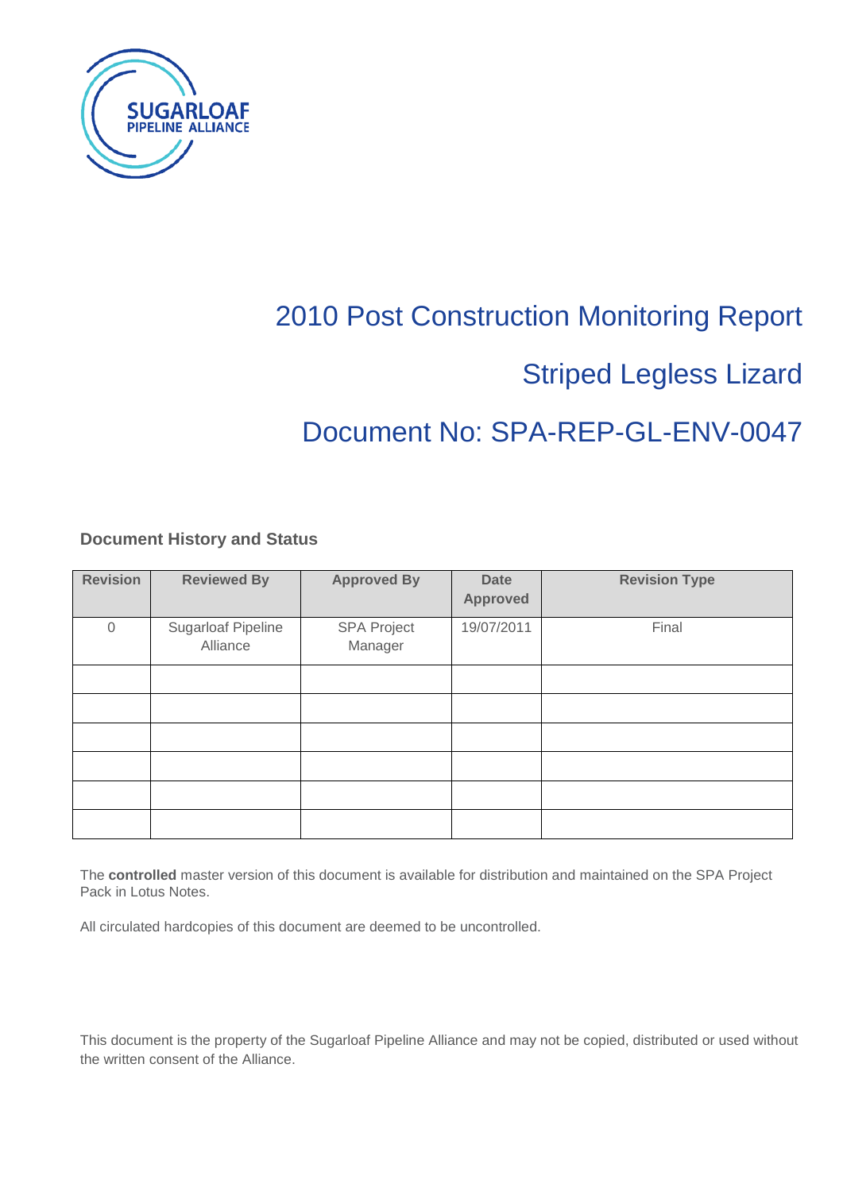SUGARLOAF PIPELINE ALLIANCE

# 2010 Post Construction Monitoring Report

# Striped Legless Lizard

# Document No: SPA-REP-GL-ENV-0047

### Document History and Status

| Revision | Reviewed By | Approved By | Date Approved | Revision Type |
|---|---|---|---|---|
| 0 | Sugarloaf Pipeline Alliance | SPA Project Manager | 19/07/2011 | Final |
| | | | | |
| | | | | |
| | | | | |
| | | | | |
| | | | | |
| | | | | |

The **controlled** master version of this document is available for distribution and maintained on the SPA Project Pack in Lotus Notes.

All circulated hardcopies of this document are deemed to be uncontrolled.

This document is the property of the Sugarloaf Pipeline Alliance and may not be copied, distributed or used without the written consent of the Alliance.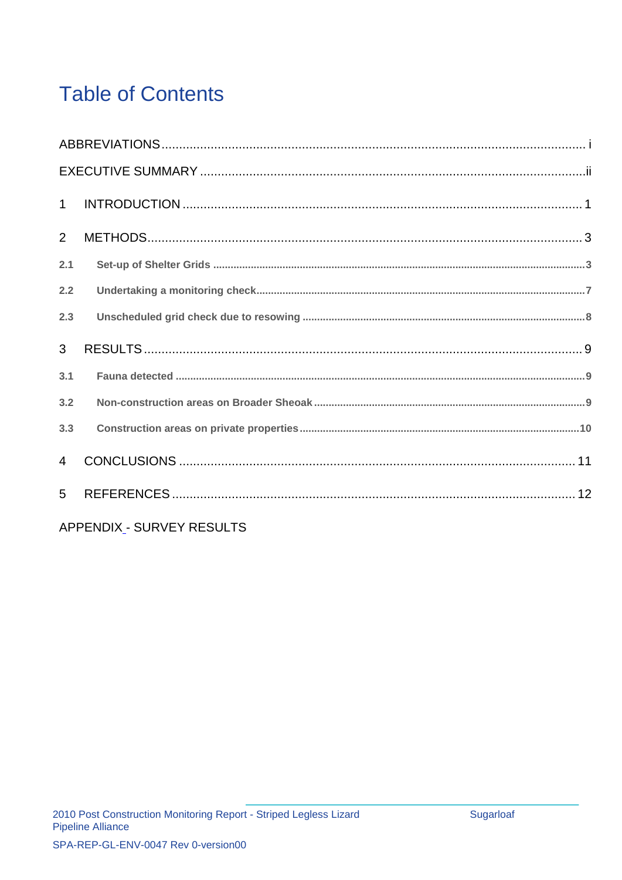# Table of Contents

ABBREVIATIONS ........................................................................................................................ i

EXECUTIVE SUMMARY ............................................................................................................ii

1 INTRODUCTION ................................................................................................................ 1

2 METHODS.......................................................................................................................... 3

2.1 Set-up of Shelter Grids ........................................................................................................... 3

2.2 Undertaking a monitoring check............................................................................................... 7

2.3 Unscheduled grid check due to resowing ................................................................................. 8

3 RESULTS ........................................................................................................................... 9

3.1 Fauna detected ....................................................................................................................... 9

3.2 Non-construction areas on Broader Sheoak ............................................................................. 9

3.3 Construction areas on private properties ................................................................................ 10

4 CONCLUSIONS ................................................................................................................ 11

5 REFERENCES .................................................................................................................. 12

APPENDIX - SURVEY RESULTS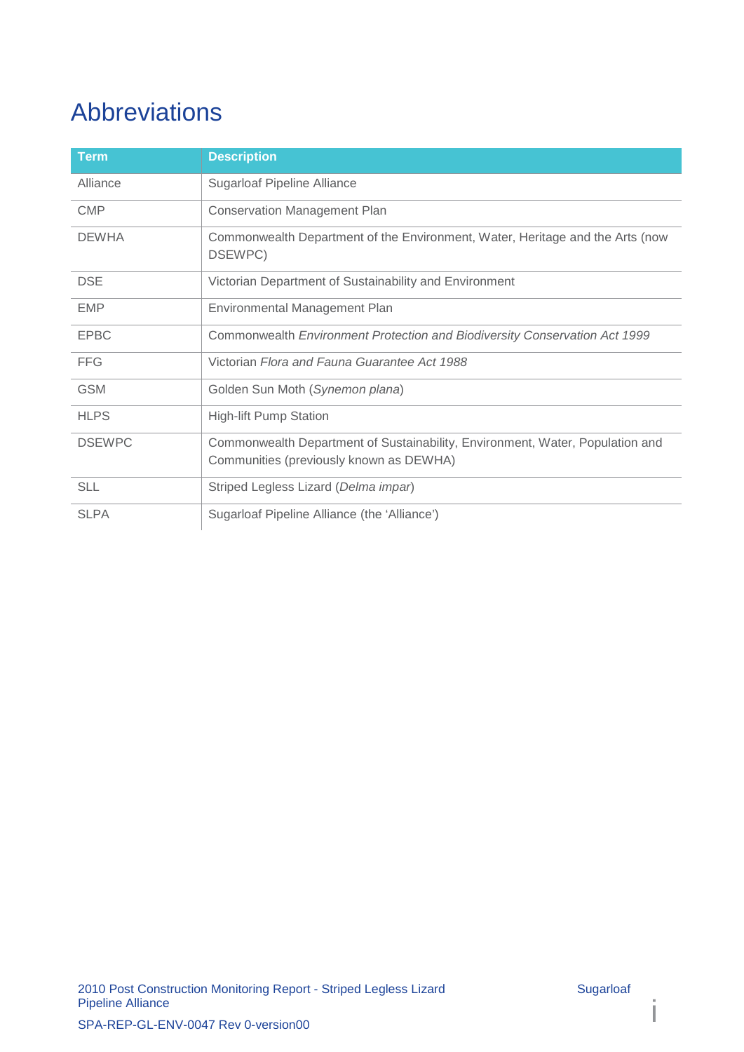# Abbreviations

| Term | Description |
|---|---|
| Alliance | Sugarloaf Pipeline Alliance |
| CMP | Conservation Management Plan |
| DEWHA | Commonwealth Department of the Environment, Water, Heritage and the Arts (now DSEWPC) |
| DSE | Victorian Department of Sustainability and Environment |
| EMP | Environmental Management Plan |
| EPBC | Commonwealth *Environment Protection and Biodiversity Conservation Act 1999* |
| FFG | Victorian *Flora and Fauna Guarantee Act 1988* |
| GSM | Golden Sun Moth (*Synemon plana*) |
| HLPS | High-lift Pump Station |
| DSEWPC | Commonwealth Department of Sustainability, Environment, Water, Population and Communities (previously known as DEWHA) |
| SLL | Striped Legless Lizard (*Delma impar*) |
| SLPA | Sugarloaf Pipeline Alliance (the 'Alliance') |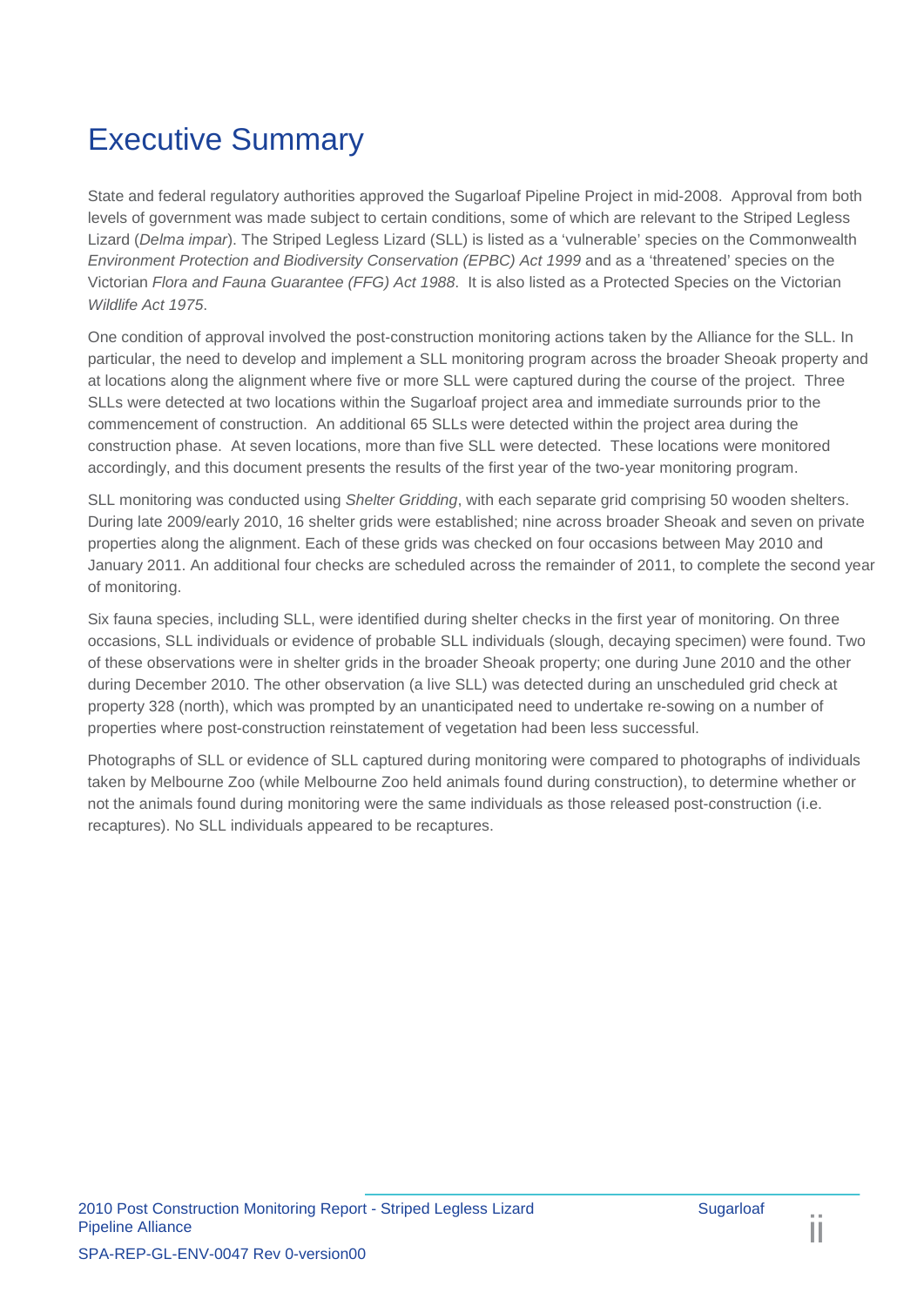# Executive Summary

State and federal regulatory authorities approved the Sugarloaf Pipeline Project in mid-2008. Approval from both levels of government was made subject to certain conditions, some of which are relevant to the Striped Legless Lizard (*Delma impar*). The Striped Legless Lizard (SLL) is listed as a 'vulnerable' species on the Commonwealth *Environment Protection and Biodiversity Conservation (EPBC) Act 1999* and as a 'threatened' species on the Victorian *Flora and Fauna Guarantee (FFG) Act 1988*. It is also listed as a Protected Species on the Victorian *Wildlife Act 1975*.

One condition of approval involved the post-construction monitoring actions taken by the Alliance for the SLL. In particular, the need to develop and implement a SLL monitoring program across the broader Sheoak property and at locations along the alignment where five or more SLL were captured during the course of the project. Three SLLs were detected at two locations within the Sugarloaf project area and immediate surrounds prior to the commencement of construction. An additional 65 SLLs were detected within the project area during the construction phase. At seven locations, more than five SLL were detected. These locations were monitored accordingly, and this document presents the results of the first year of the two-year monitoring program.

SLL monitoring was conducted using *Shelter Gridding*, with each separate grid comprising 50 wooden shelters. During late 2009/early 2010, 16 shelter grids were established; nine across broader Sheoak and seven on private properties along the alignment. Each of these grids was checked on four occasions between May 2010 and January 2011. An additional four checks are scheduled across the remainder of 2011, to complete the second year of monitoring.

Six fauna species, including SLL, were identified during shelter checks in the first year of monitoring. On three occasions, SLL individuals or evidence of probable SLL individuals (slough, decaying specimen) were found. Two of these observations were in shelter grids in the broader Sheoak property; one during June 2010 and the other during December 2010. The other observation (a live SLL) was detected during an unscheduled grid check at property 328 (north), which was prompted by an unanticipated need to undertake re-sowing on a number of properties where post-construction reinstatement of vegetation had been less successful.

Photographs of SLL or evidence of SLL captured during monitoring were compared to photographs of individuals taken by Melbourne Zoo (while Melbourne Zoo held animals found during construction), to determine whether or not the animals found during monitoring were the same individuals as those released post-construction (i.e. recaptures). No SLL individuals appeared to be recaptures.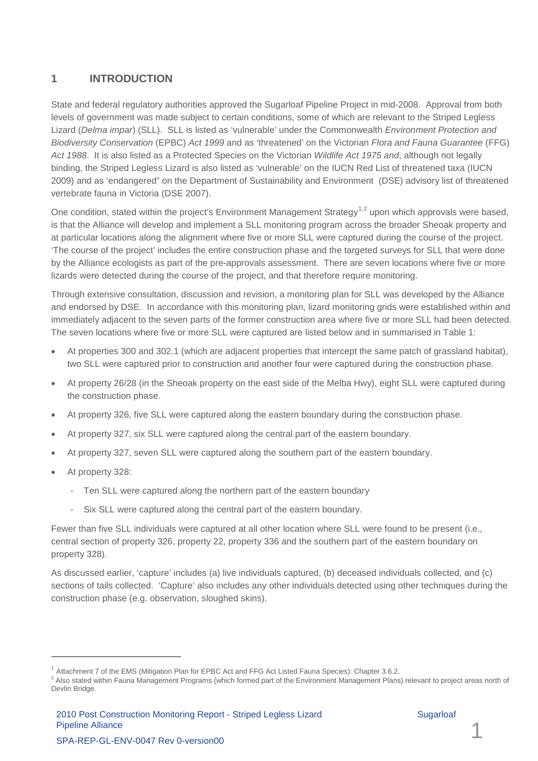# 1 INTRODUCTION

State and federal regulatory authorities approved the Sugarloaf Pipeline Project in mid-2008. Approval from both levels of government was made subject to certain conditions, some of which are relevant to the Striped Legless Lizard (*Delma impar*) (SLL). SLL is listed as 'vulnerable' under the Commonwealth *Environment Protection and Biodiversity Conservation* (EPBC) *Act 1999* and as 'threatened' on the Victorian *Flora and Fauna Guarantee* (FFG) *Act 1988*. It is also listed as a Protected Species on the Victorian *Wildlife Act 1975 and*, although not legally binding, the Striped Legless Lizard is also listed as 'vulnerable' on the IUCN Red List of threatened taxa (IUCN 2009) and as 'endangered" on the Department of Sustainability and Environment (DSE) advisory list of threatened vertebrate fauna in Victoria (DSE 2007).

One condition, stated within the project's Environment Management Strategy[1,2] upon which approvals were based, is that the Alliance will develop and implement a SLL monitoring program across the broader Sheoak property and at particular locations along the alignment where five or more SLL were captured during the course of the project. 'The course of the project' includes the entire construction phase and the targeted surveys for SLL that were done by the Alliance ecologists as part of the pre-approvals assessment. There are seven locations where five or more lizards were detected during the course of the project, and that therefore require monitoring.

Through extensive consultation, discussion and revision, a monitoring plan for SLL was developed by the Alliance and endorsed by DSE. In accordance with this monitoring plan, lizard monitoring grids were established within and immediately adjacent to the seven parts of the former construction area where five or more SLL had been detected. The seven locations where five or more SLL were captured are listed below and in summarised in Table 1:

- At properties 300 and 302.1 (which are adjacent properties that intercept the same patch of grassland habitat), two SLL were captured prior to construction and another four were captured during the construction phase.
- At property 26/28 (in the Sheoak property on the east side of the Melba Hwy), eight SLL were captured during the construction phase.
- At property 326, five SLL were captured along the eastern boundary during the construction phase.
- At property 327, six SLL were captured along the central part of the eastern boundary.
- At property 327, seven SLL were captured along the southern part of the eastern boundary.
- At property 328:
  - Ten SLL were captured along the northern part of the eastern boundary
  - Six SLL were captured along the central part of the eastern boundary.

Fewer than five SLL individuals were captured at all other location where SLL were found to be present (i.e., central section of property 326, property 22, property 336 and the southern part of the eastern boundary on property 328).

As discussed earlier, 'capture' includes (a) live individuals captured, (b) deceased individuals collected, and (c) sections of tails collected. 'Capture' also includes any other individuals detected using other techniques during the construction phase (e.g. observation, sloughed skins).

---

[1] Attachment 7 of the EMS (Mitigation Plan for EPBC Act and FFG Act Listed Fauna Species): Chapter 3.6.2.

[2] Also stated within Fauna Management Programs (which formed part of the Environment Management Plans) relevant to project areas north of Devlin Bridge.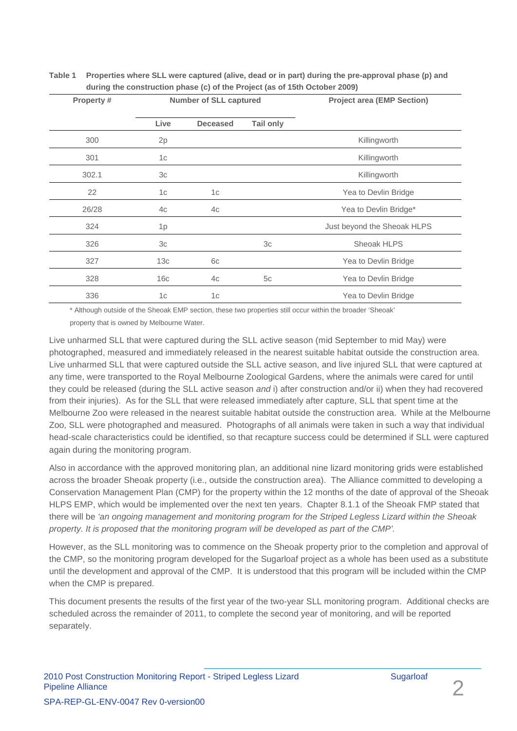**Table 1 Properties where SLL were captured (alive, dead or in part) during the pre-approval phase (p) and during the construction phase (c) of the Project (as of 15th October 2009)**

| Property # | Number of SLL captured | | | Project area (EMP Section) |
|---|---|---|---|---|
| | Live | Deceased | Tail only | |
| 300 | 2p | | | Killingworth |
| 301 | 1c | | | Killingworth |
| 302.1 | 3c | | | Killingworth |
| 22 | 1c | 1c | | Yea to Devlin Bridge |
| 26/28 | 4c | 4c | | Yea to Devlin Bridge* |
| 324 | 1p | | | Just beyond the Sheoak HLPS |
| 326 | 3c | | 3c | Sheoak HLPS |
| 327 | 13c | 6c | | Yea to Devlin Bridge |
| 328 | 16c | 4c | 5c | Yea to Devlin Bridge |
| 336 | 1c | 1c | | Yea to Devlin Bridge |

\* Although outside of the Sheoak EMP section, these two properties still occur within the broader 'Sheoak' property that is owned by Melbourne Water.

Live unharmed SLL that were captured during the SLL active season (mid September to mid May) were photographed, measured and immediately released in the nearest suitable habitat outside the construction area. Live unharmed SLL that were captured outside the SLL active season, and live injured SLL that were captured at any time, were transported to the Royal Melbourne Zoological Gardens, where the animals were cared for until they could be released (during the SLL active season *and* i) after construction and/or ii) when they had recovered from their injuries). As for the SLL that were released immediately after capture, SLL that spent time at the Melbourne Zoo were released in the nearest suitable habitat outside the construction area. While at the Melbourne Zoo, SLL were photographed and measured. Photographs of all animals were taken in such a way that individual head-scale characteristics could be identified, so that recapture success could be determined if SLL were captured again during the monitoring program.

Also in accordance with the approved monitoring plan, an additional nine lizard monitoring grids were established across the broader Sheoak property (i.e., outside the construction area). The Alliance committed to developing a Conservation Management Plan (CMP) for the property within the 12 months of the date of approval of the Sheoak HLPS EMP, which would be implemented over the next ten years. Chapter 8.1.1 of the Sheoak FMP stated that there will be *'an ongoing management and monitoring program for the Striped Legless Lizard within the Sheoak property. It is proposed that the monitoring program will be developed as part of the CMP'.*

However, as the SLL monitoring was to commence on the Sheoak property prior to the completion and approval of the CMP, so the monitoring program developed for the Sugarloaf project as a whole has been used as a substitute until the development and approval of the CMP. It is understood that this program will be included within the CMP when the CMP is prepared.

This document presents the results of the first year of the two-year SLL monitoring program. Additional checks are scheduled across the remainder of 2011, to complete the second year of monitoring, and will be reported separately.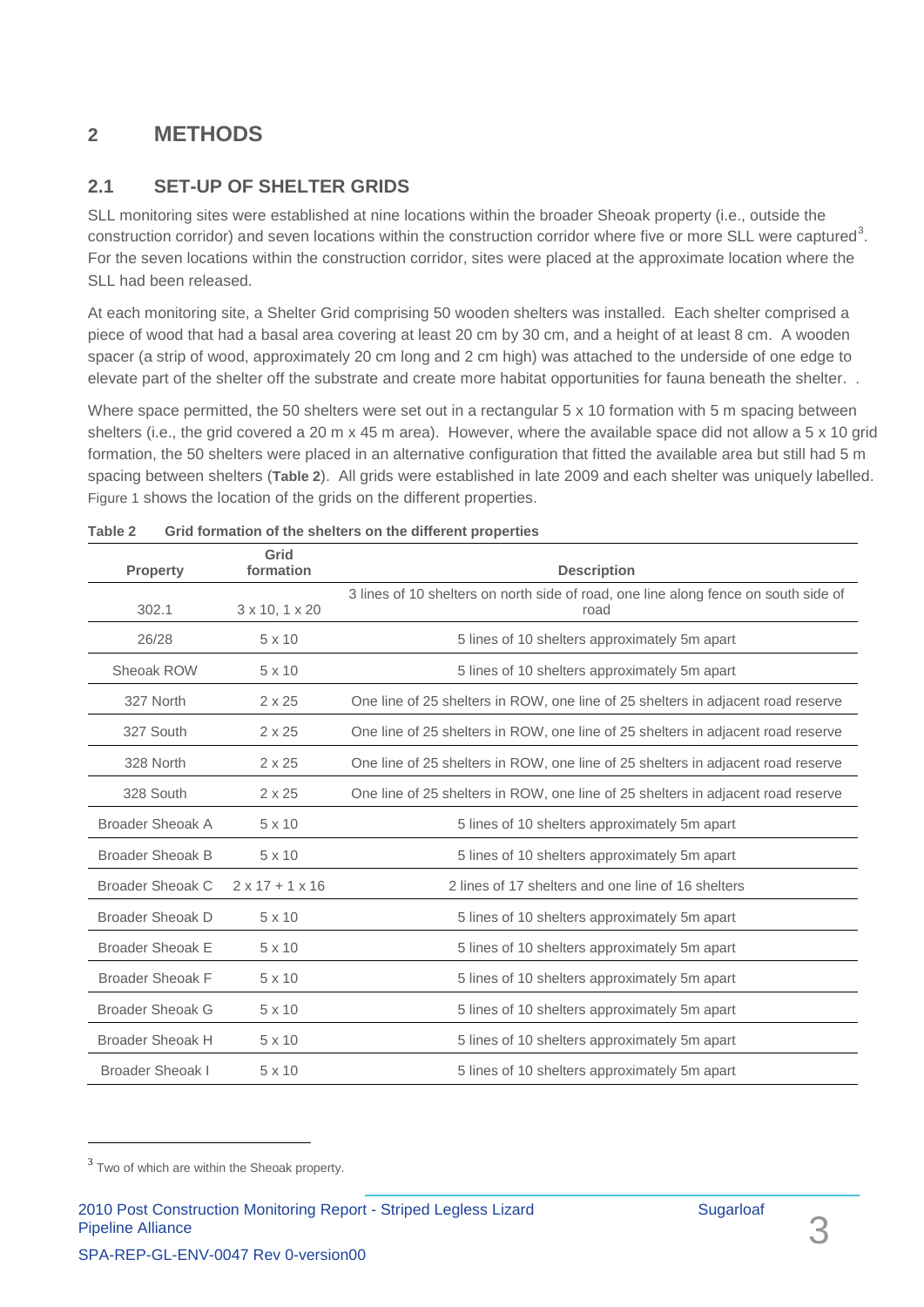# 2 METHODS

## 2.1 SET-UP OF SHELTER GRIDS

SLL monitoring sites were established at nine locations within the broader Sheoak property (i.e., outside the construction corridor) and seven locations within the construction corridor where five or more SLL were captured[3]. For the seven locations within the construction corridor, sites were placed at the approximate location where the SLL had been released.

At each monitoring site, a Shelter Grid comprising 50 wooden shelters was installed. Each shelter comprised a piece of wood that had a basal area covering at least 20 cm by 30 cm, and a height of at least 8 cm. A wooden spacer (a strip of wood, approximately 20 cm long and 2 cm high) was attached to the underside of one edge to elevate part of the shelter off the substrate and create more habitat opportunities for fauna beneath the shelter. .

Where space permitted, the 50 shelters were set out in a rectangular 5 x 10 formation with 5 m spacing between shelters (i.e., the grid covered a 20 m x 45 m area). However, where the available space did not allow a 5 x 10 grid formation, the 50 shelters were placed in an alternative configuration that fitted the available area but still had 5 m spacing between shelters (**Table 2**). All grids were established in late 2009 and each shelter was uniquely labelled. Figure 1 shows the location of the grids on the different properties.

**Table 2 Grid formation of the shelters on the different properties**

| Property | Grid formation | Description |
|---|---|---|
| 302.1 | 3 x 10, 1 x 20 | 3 lines of 10 shelters on north side of road, one line along fence on south side of road |
| 26/28 | 5 x 10 | 5 lines of 10 shelters approximately 5m apart |
| Sheoak ROW | 5 x 10 | 5 lines of 10 shelters approximately 5m apart |
| 327 North | 2 x 25 | One line of 25 shelters in ROW, one line of 25 shelters in adjacent road reserve |
| 327 South | 2 x 25 | One line of 25 shelters in ROW, one line of 25 shelters in adjacent road reserve |
| 328 North | 2 x 25 | One line of 25 shelters in ROW, one line of 25 shelters in adjacent road reserve |
| 328 South | 2 x 25 | One line of 25 shelters in ROW, one line of 25 shelters in adjacent road reserve |
| Broader Sheoak A | 5 x 10 | 5 lines of 10 shelters approximately 5m apart |
| Broader Sheoak B | 5 x 10 | 5 lines of 10 shelters approximately 5m apart |
| Broader Sheoak C | 2 x 17 + 1 x 16 | 2 lines of 17 shelters and one line of 16 shelters |
| Broader Sheoak D | 5 x 10 | 5 lines of 10 shelters approximately 5m apart |
| Broader Sheoak E | 5 x 10 | 5 lines of 10 shelters approximately 5m apart |
| Broader Sheoak F | 5 x 10 | 5 lines of 10 shelters approximately 5m apart |
| Broader Sheoak G | 5 x 10 | 5 lines of 10 shelters approximately 5m apart |
| Broader Sheoak H | 5 x 10 | 5 lines of 10 shelters approximately 5m apart |
| Broader Sheoak I | 5 x 10 | 5 lines of 10 shelters approximately 5m apart |

[3] Two of which are within the Sheoak property.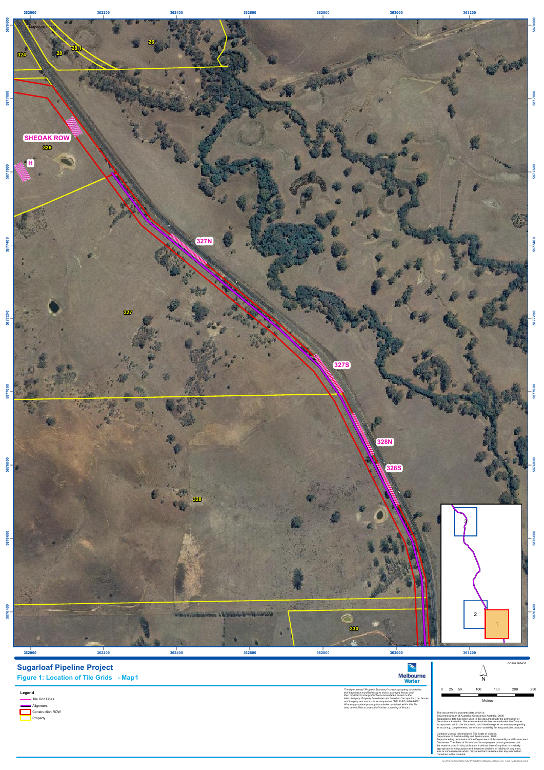# Sugarloaf Pipeline Project

## Figure 1: Location of Tile Grids - Map1

**Legend**

- Tile Grid Lines
- Alignment
- Construction ROW
- Property

*The layer named "Property Boundary" contains property boundaries that have been modified firstly to match surveyed fences and then modified to interpreted fence boundaries based on the latest imagery. Property boundaries are based on "occupation", i.e. fences and imagery and are not to be adopted as "TITLE BOUNDARIES". Where appropriate property boundaries contained within this file may be modified as a result of further surveying of fences.*

Melbourne Water

GDA94 MGA55

N

0 25 50 100 150 200 250

Metres

This document incorporates data which is:
© Commonwealth of Australia (Geoscience Australia) 2006.
Topographic data has been used in this document with the permission of Geoscience Australia. Geoscience Australia has not evaluated the Data as incorporated within this document, and therefore gives no warranty regarding its accuracy, completeness, currency or suitability for any particular purpose.

Contains Vicmap Information © The State of Victoria, Department of Sustainability and Environment, 2006. Reproduced by permission of the Department of Sustainability and Environment. Disclaimer: The State of Victoria and its employees do not guarantee that the material used in this publication is without flaw of any kind or is wholly appropriate for the purpose and therefore disclaim all liability for any error, loss or consequence which may arise from reliance upon any information contained in this material.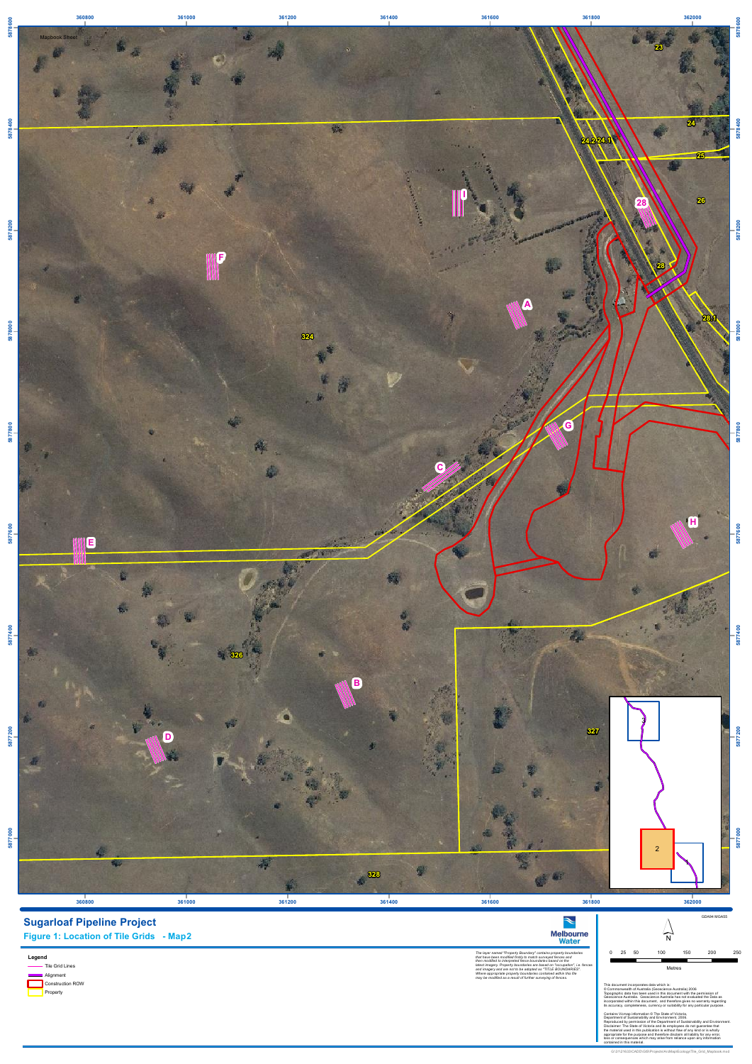# Sugarloaf Pipeline Project

## Figure 1: Location of Tile Grids - Map2

**Legend**

- Tile Grid Lines
- Alignment
- Construction ROW
- Property

The layer named "Property Boundary" contains property boundaries that have been modified firstly to match surveyed fences and then modified to interpreted fence boundaries based on the latest imagery. Property boundaries are based on "occupation", i.e. fences and imagery and are not to be adopted as "TITLE BOUNDARIES". Where appropriate property boundaries contained within this file may be modified as a result of further surveying of fences.

GDA94 MGA55

0 25 50 100 150 200 250

Metres

This document incorporates data which is:
© Commonwealth of Australia (Geoscience Australia) 2006.
Topographic data has been used in this document with the permission of Geoscience Australia. Geoscience Australia has not evaluated the Data as incorporated within this document, and therefore gives no warranty regarding its accuracy, completeness, currency or suitability for any particular purpose.

Contains Vicmap Information © The State of Victoria, Department of Sustainability and Environment, 2006.
Reproduced by permission of the Department of Sustainability and Environment.
Disclaimer: The State of Victoria and its employees do not guarantee that the material used in this publication is without flaw of any kind or is wholly appropriate for the purpose and therefore disclaim all liability for any error, loss or consequences which may arise from reliance upon any information contained in this material.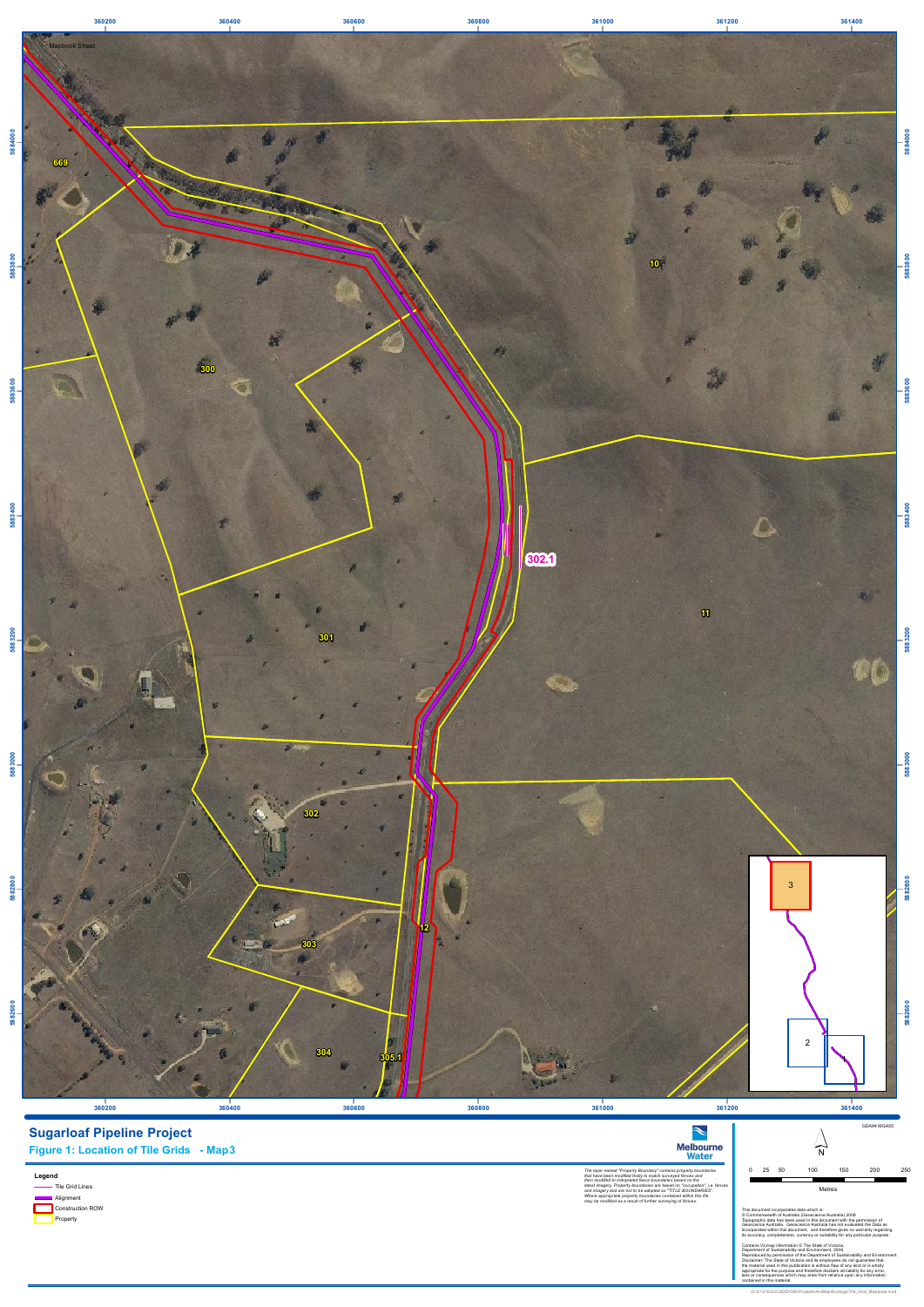# Sugarloaf Pipeline Project

## Figure 1: Location of Tile Grids - Map3

**Legend**

- Tile Grid Lines
- Alignment
- Construction ROW
- Property

*The layer named "Property Boundary" contains property boundaries that have been modified firstly to match surveyed fences and then modified to interpreted fence boundaries based on the latest imagery. Property boundaries are based on "occupation", i.e. fences and imagery and are not to be adopted as "TITLE BOUNDARIES". Where appropriate property boundaries contained within this file may be modified as a result of further surveying of fences.*

GDA94 MGA55

0 25 50 100 150 200 250 Metres

This document incorporates data which is:
© Commonwealth of Australia (Geoscience Australia) 2006.
Topographic data has been used in this document with the permission of Geoscience Australia. Geoscience Australia has not evaluated the Data as incorporated within this document, and therefore gives no warranty regarding its accuracy, completeness, currency or suitability for any particular purpose.

Contains Vicmap information © The State of Victoria, Department of Sustainability and Environment, 2006.
Reproduced by permission of the Department of Sustainability and Environment.
Disclaimer: The State of Victoria and its employees do not guarantee that the material used in this publication is without flaw of any kind or is wholly appropriate for the purpose and therefore disclaim all liability for any error, loss or consequences which may arise from reliance upon any information contained in this material.

G:\31\21633\CADD\GIS\Projects\ArcMap\Ecology\Tile_Grid_Mapbook.mxd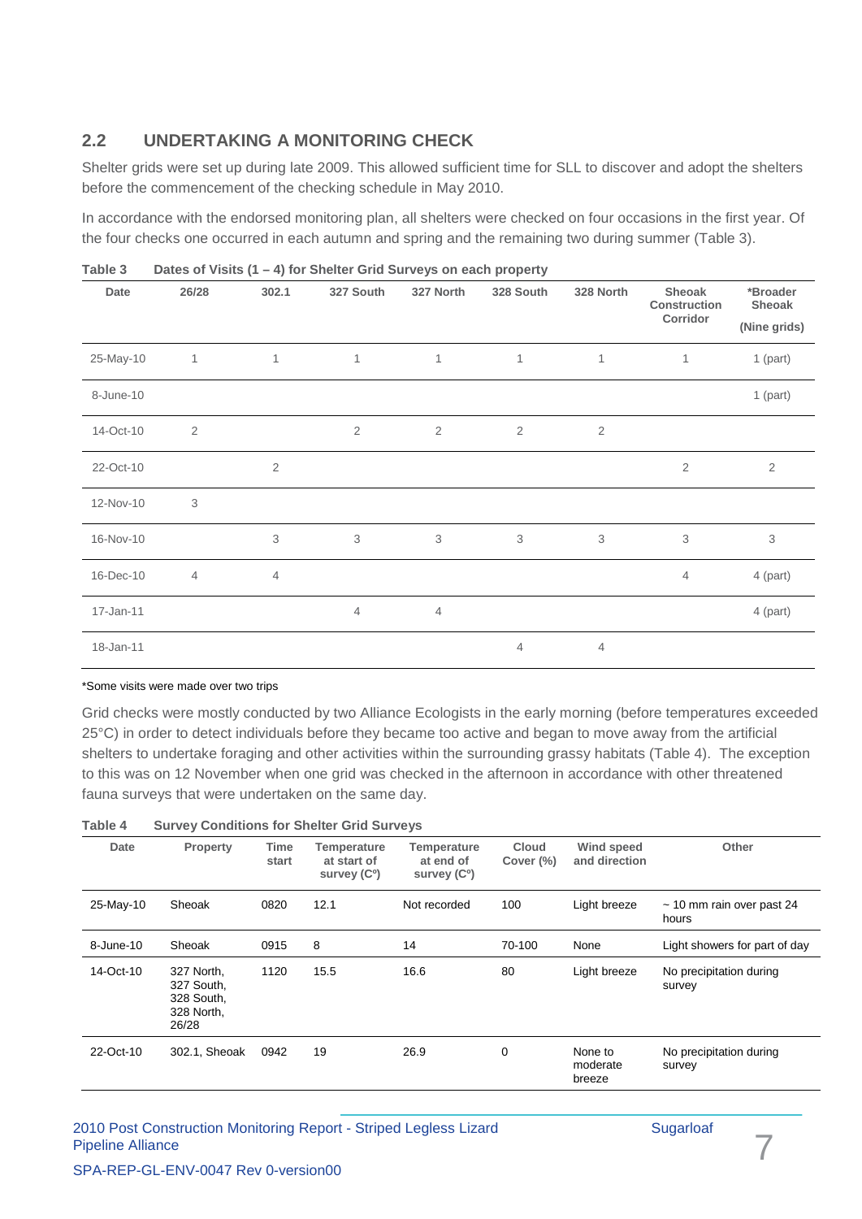## 2.2 UNDERTAKING A MONITORING CHECK

Shelter grids were set up during late 2009. This allowed sufficient time for SLL to discover and adopt the shelters before the commencement of the checking schedule in May 2010.

In accordance with the endorsed monitoring plan, all shelters were checked on four occasions in the first year. Of the four checks one occurred in each autumn and spring and the remaining two during summer (Table 3).

**Table 3 Dates of Visits (1 – 4) for Shelter Grid Surveys on each property**

| Date | 26/28 | 302.1 | 327 South | 327 North | 328 South | 328 North | Sheoak Construction Corridor | *Broader Sheoak (Nine grids) |
|---|---|---|---|---|---|---|---|---|
| 25-May-10 | 1 | 1 | 1 | 1 | 1 | 1 | 1 | 1 (part) |
| 8-June-10 | | | | | | | | 1 (part) |
| 14-Oct-10 | 2 | | 2 | 2 | 2 | 2 | | |
| 22-Oct-10 | | 2 | | | | | 2 | 2 |
| 12-Nov-10 | 3 | | | | | | | |
| 16-Nov-10 | | 3 | 3 | 3 | 3 | 3 | 3 | 3 |
| 16-Dec-10 | 4 | 4 | | | | | 4 | 4 (part) |
| 17-Jan-11 | | | 4 | 4 | | | | 4 (part) |
| 18-Jan-11 | | | | | 4 | 4 | | |

*Some visits were made over two trips

Grid checks were mostly conducted by two Alliance Ecologists in the early morning (before temperatures exceeded 25°C) in order to detect individuals before they became too active and began to move away from the artificial shelters to undertake foraging and other activities within the surrounding grassy habitats (Table 4). The exception to this was on 12 November when one grid was checked in the afternoon in accordance with other threatened fauna surveys that were undertaken on the same day.

**Table 4 Survey Conditions for Shelter Grid Surveys**

| Date | Property | Time start | Temperature at start of survey (C°) | Temperature at end of survey (C°) | Cloud Cover (%) | Wind speed and direction | Other |
|---|---|---|---|---|---|---|---|
| 25-May-10 | Sheoak | 0820 | 12.1 | Not recorded | 100 | Light breeze | ~ 10 mm rain over past 24 hours |
| 8-June-10 | Sheoak | 0915 | 8 | 14 | 70-100 | None | Light showers for part of day |
| 14-Oct-10 | 327 North, 327 South, 328 South, 328 North, 26/28 | 1120 | 15.5 | 16.6 | 80 | Light breeze | No precipitation during survey |
| 22-Oct-10 | 302.1, Sheoak | 0942 | 19 | 26.9 | 0 | None to moderate breeze | No precipitation during survey |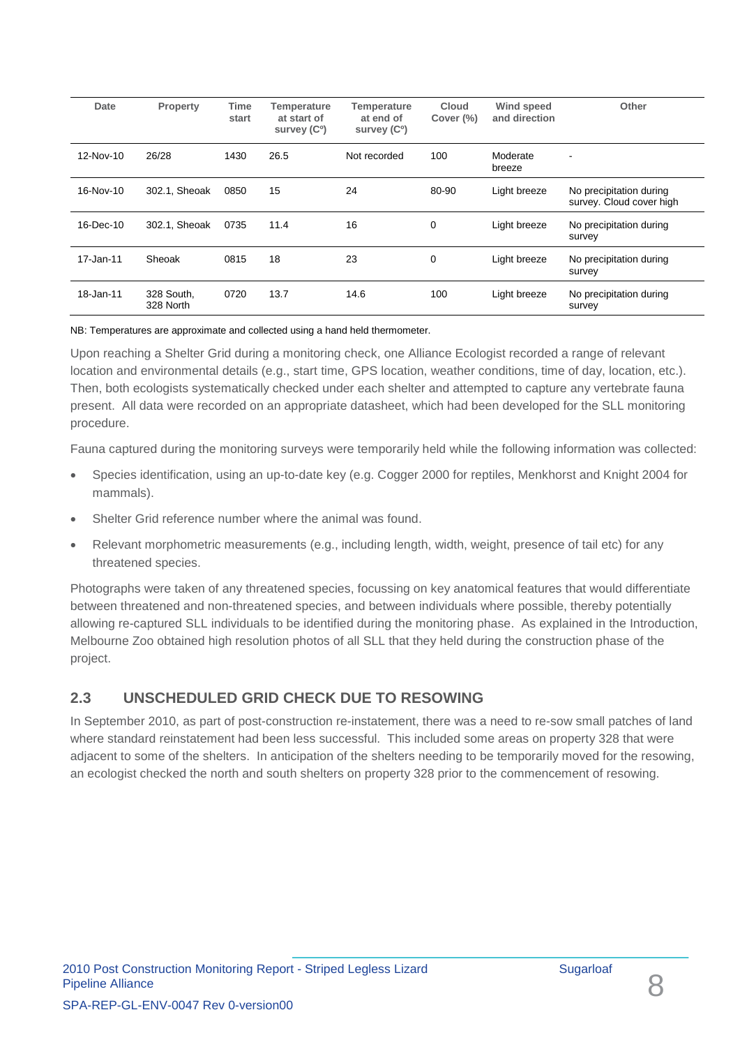| Date | Property | Time start | Temperature at start of survey (Cº) | Temperature at end of survey (Cº) | Cloud Cover (%) | Wind speed and direction | Other |
|---|---|---|---|---|---|---|---|
| 12-Nov-10 | 26/28 | 1430 | 26.5 | Not recorded | 100 | Moderate breeze | - |
| 16-Nov-10 | 302.1, Sheoak | 0850 | 15 | 24 | 80-90 | Light breeze | No precipitation during survey. Cloud cover high |
| 16-Dec-10 | 302.1, Sheoak | 0735 | 11.4 | 16 | 0 | Light breeze | No precipitation during survey |
| 17-Jan-11 | Sheoak | 0815 | 18 | 23 | 0 | Light breeze | No precipitation during survey |
| 18-Jan-11 | 328 South, 328 North | 0720 | 13.7 | 14.6 | 100 | Light breeze | No precipitation during survey |

NB: Temperatures are approximate and collected using a hand held thermometer.

Upon reaching a Shelter Grid during a monitoring check, one Alliance Ecologist recorded a range of relevant location and environmental details (e.g., start time, GPS location, weather conditions, time of day, location, etc.). Then, both ecologists systematically checked under each shelter and attempted to capture any vertebrate fauna present. All data were recorded on an appropriate datasheet, which had been developed for the SLL monitoring procedure.

Fauna captured during the monitoring surveys were temporarily held while the following information was collected:

- Species identification, using an up-to-date key (e.g. Cogger 2000 for reptiles, Menkhorst and Knight 2004 for mammals).
- Shelter Grid reference number where the animal was found.
- Relevant morphometric measurements (e.g., including length, width, weight, presence of tail etc) for any threatened species.

Photographs were taken of any threatened species, focussing on key anatomical features that would differentiate between threatened and non-threatened species, and between individuals where possible, thereby potentially allowing re-captured SLL individuals to be identified during the monitoring phase. As explained in the Introduction, Melbourne Zoo obtained high resolution photos of all SLL that they held during the construction phase of the project.

## 2.3 UNSCHEDULED GRID CHECK DUE TO RESOWING

In September 2010, as part of post-construction re-instatement, there was a need to re-sow small patches of land where standard reinstatement had been less successful. This included some areas on property 328 that were adjacent to some of the shelters. In anticipation of the shelters needing to be temporarily moved for the resowing, an ecologist checked the north and south shelters on property 328 prior to the commencement of resowing.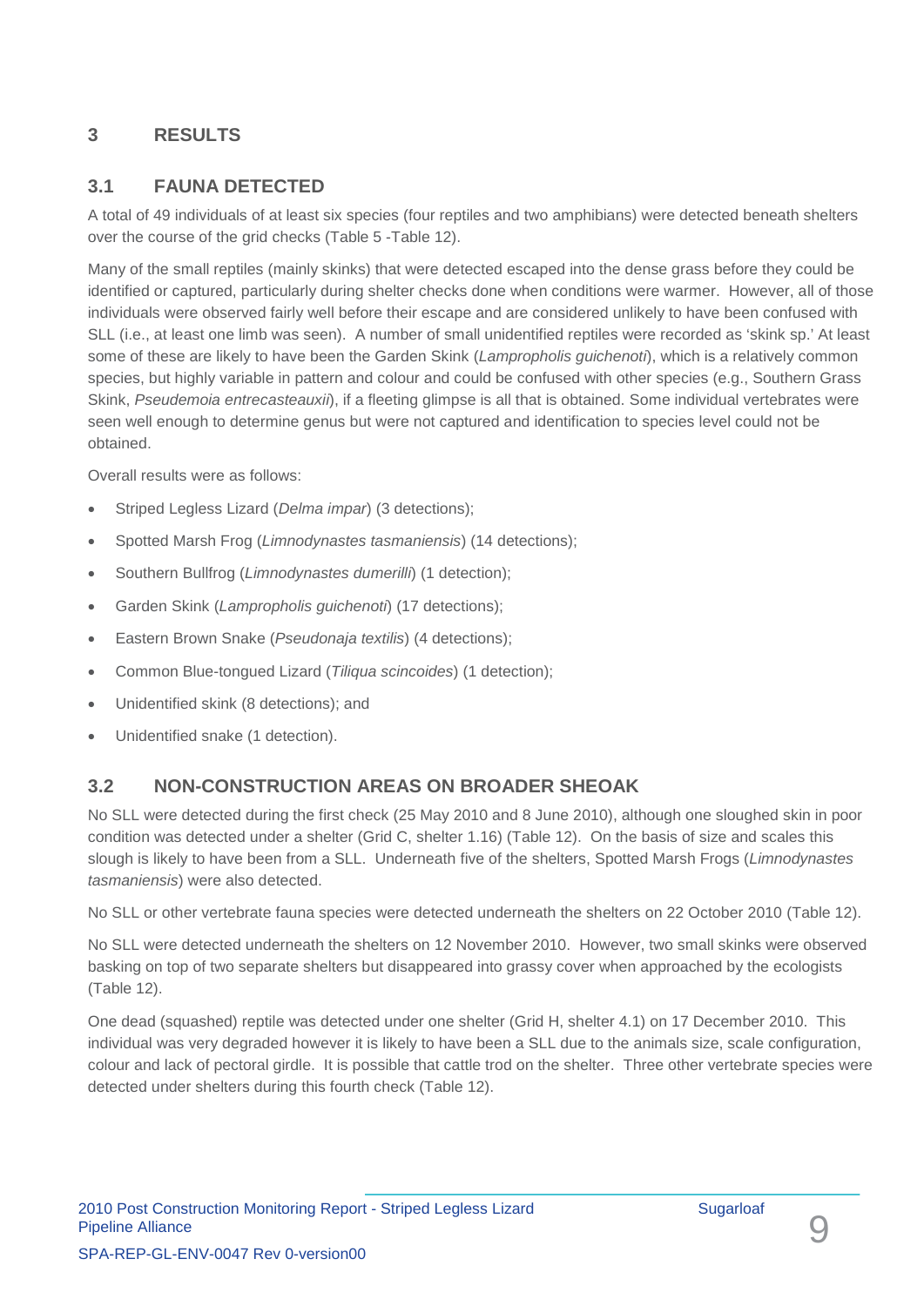# 3 RESULTS

## 3.1 FAUNA DETECTED

A total of 49 individuals of at least six species (four reptiles and two amphibians) were detected beneath shelters over the course of the grid checks (Table 5 -Table 12).

Many of the small reptiles (mainly skinks) that were detected escaped into the dense grass before they could be identified or captured, particularly during shelter checks done when conditions were warmer. However, all of those individuals were observed fairly well before their escape and are considered unlikely to have been confused with SLL (i.e., at least one limb was seen). A number of small unidentified reptiles were recorded as 'skink sp.' At least some of these are likely to have been the Garden Skink (*Lampropholis guichenoti*), which is a relatively common species, but highly variable in pattern and colour and could be confused with other species (e.g., Southern Grass Skink, *Pseudemoia entrecasteauxii*), if a fleeting glimpse is all that is obtained. Some individual vertebrates were seen well enough to determine genus but were not captured and identification to species level could not be obtained.

Overall results were as follows:

- Striped Legless Lizard (*Delma impar*) (3 detections);
- Spotted Marsh Frog (*Limnodynastes tasmaniensis*) (14 detections);
- Southern Bullfrog (*Limnodynastes dumerilli*) (1 detection);
- Garden Skink (*Lampropholis guichenoti*) (17 detections);
- Eastern Brown Snake (*Pseudonaja textilis*) (4 detections);
- Common Blue-tongued Lizard (*Tiliqua scincoides*) (1 detection);
- Unidentified skink (8 detections); and
- Unidentified snake (1 detection).

## 3.2 NON-CONSTRUCTION AREAS ON BROADER SHEOAK

No SLL were detected during the first check (25 May 2010 and 8 June 2010), although one sloughed skin in poor condition was detected under a shelter (Grid C, shelter 1.16) (Table 12). On the basis of size and scales this slough is likely to have been from a SLL. Underneath five of the shelters, Spotted Marsh Frogs (*Limnodynastes tasmaniensis*) were also detected.

No SLL or other vertebrate fauna species were detected underneath the shelters on 22 October 2010 (Table 12).

No SLL were detected underneath the shelters on 12 November 2010. However, two small skinks were observed basking on top of two separate shelters but disappeared into grassy cover when approached by the ecologists (Table 12).

One dead (squashed) reptile was detected under one shelter (Grid H, shelter 4.1) on 17 December 2010. This individual was very degraded however it is likely to have been a SLL due to the animals size, scale configuration, colour and lack of pectoral girdle. It is possible that cattle trod on the shelter. Three other vertebrate species were detected under shelters during this fourth check (Table 12).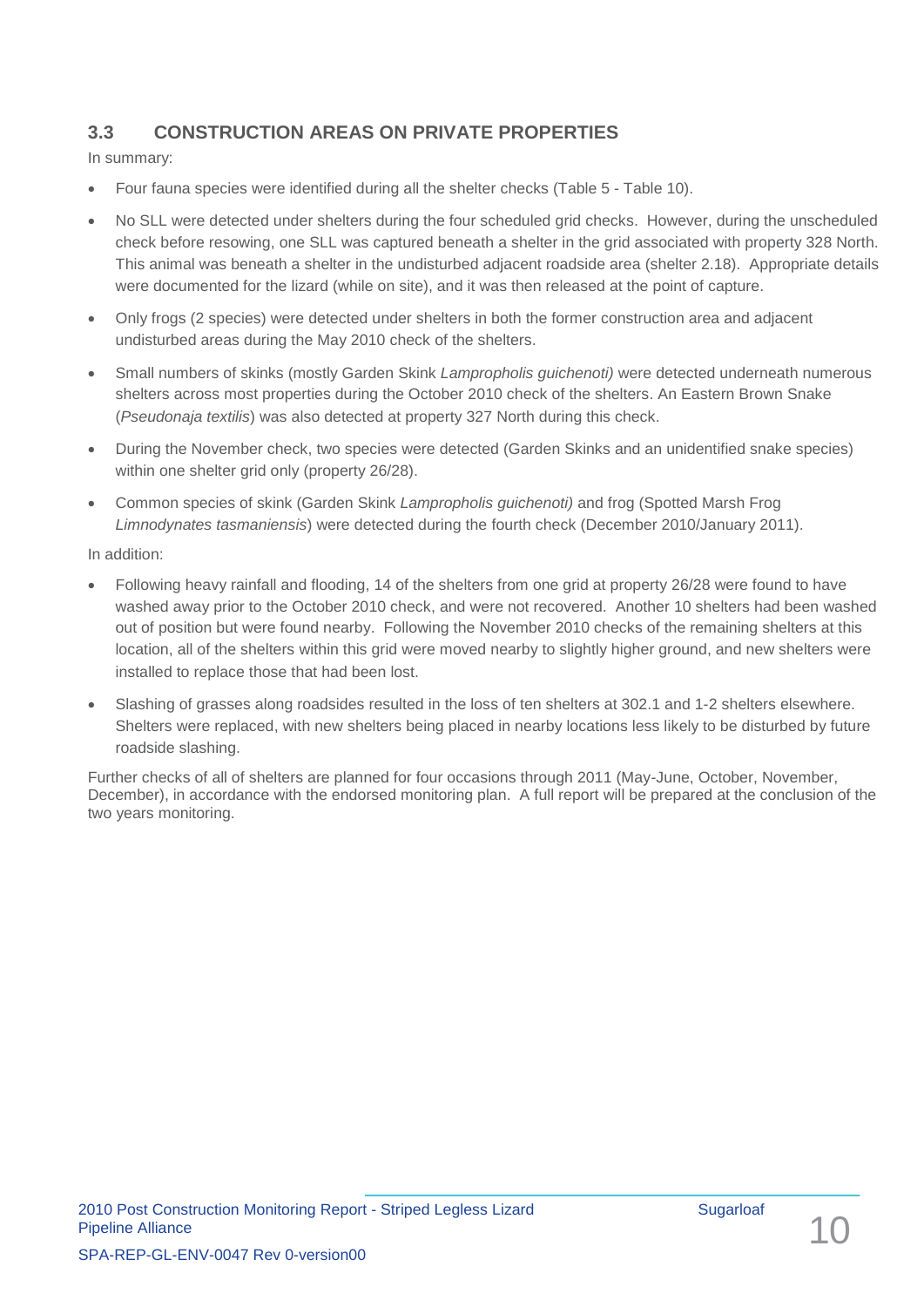## 3.3 CONSTRUCTION AREAS ON PRIVATE PROPERTIES

In summary:

- Four fauna species were identified during all the shelter checks (Table 5 - Table 10).
- No SLL were detected under shelters during the four scheduled grid checks. However, during the unscheduled check before resowing, one SLL was captured beneath a shelter in the grid associated with property 328 North. This animal was beneath a shelter in the undisturbed adjacent roadside area (shelter 2.18). Appropriate details were documented for the lizard (while on site), and it was then released at the point of capture.
- Only frogs (2 species) were detected under shelters in both the former construction area and adjacent undisturbed areas during the May 2010 check of the shelters.
- Small numbers of skinks (mostly Garden Skink *Lampropholis guichenoti)* were detected underneath numerous shelters across most properties during the October 2010 check of the shelters. An Eastern Brown Snake (*Pseudonaja textilis*) was also detected at property 327 North during this check.
- During the November check, two species were detected (Garden Skinks and an unidentified snake species) within one shelter grid only (property 26/28).
- Common species of skink (Garden Skink *Lampropholis guichenoti)* and frog (Spotted Marsh Frog *Limnodynates tasmaniensis*) were detected during the fourth check (December 2010/January 2011).

In addition:

- Following heavy rainfall and flooding, 14 of the shelters from one grid at property 26/28 were found to have washed away prior to the October 2010 check, and were not recovered. Another 10 shelters had been washed out of position but were found nearby. Following the November 2010 checks of the remaining shelters at this location, all of the shelters within this grid were moved nearby to slightly higher ground, and new shelters were installed to replace those that had been lost.
- Slashing of grasses along roadsides resulted in the loss of ten shelters at 302.1 and 1-2 shelters elsewhere. Shelters were replaced, with new shelters being placed in nearby locations less likely to be disturbed by future roadside slashing.

Further checks of all of shelters are planned for four occasions through 2011 (May-June, October, November, December), in accordance with the endorsed monitoring plan. A full report will be prepared at the conclusion of the two years monitoring.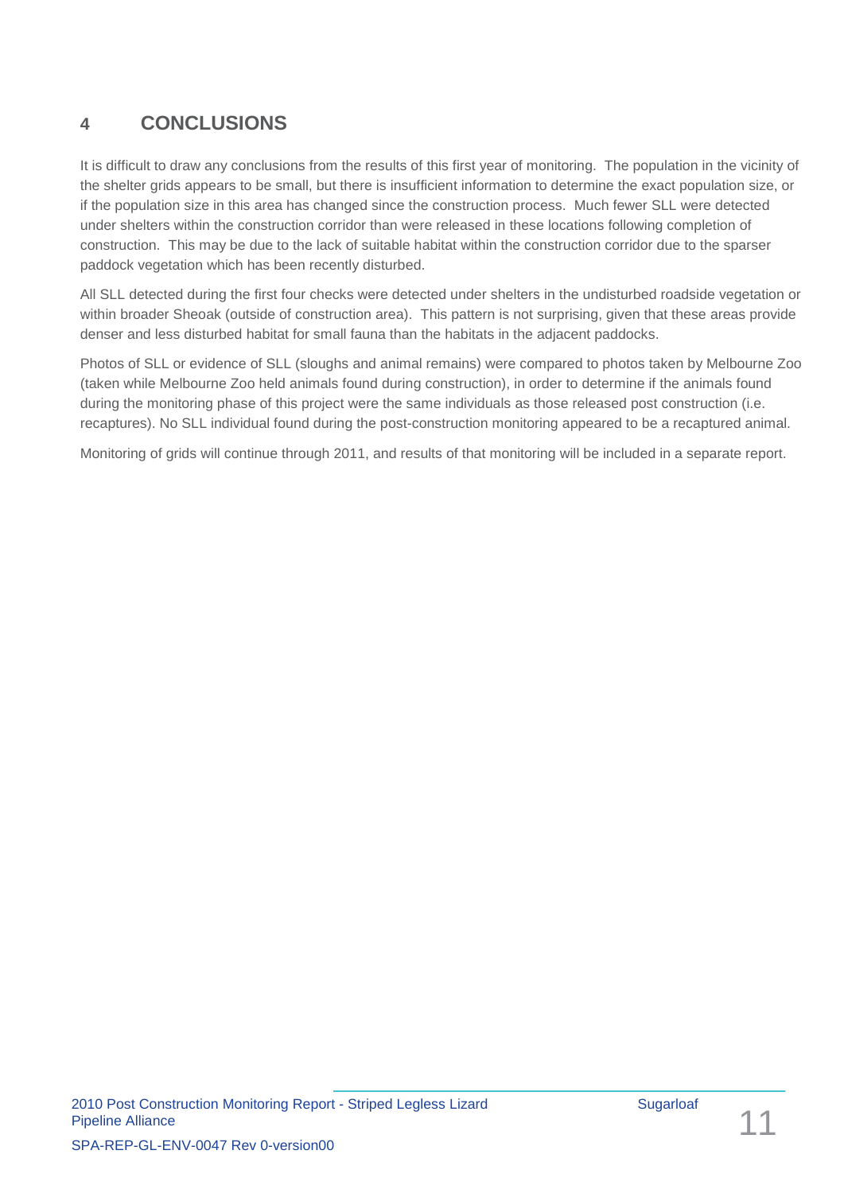# 4 CONCLUSIONS

It is difficult to draw any conclusions from the results of this first year of monitoring. The population in the vicinity of the shelter grids appears to be small, but there is insufficient information to determine the exact population size, or if the population size in this area has changed since the construction process. Much fewer SLL were detected under shelters within the construction corridor than were released in these locations following completion of construction. This may be due to the lack of suitable habitat within the construction corridor due to the sparser paddock vegetation which has been recently disturbed.

All SLL detected during the first four checks were detected under shelters in the undisturbed roadside vegetation or within broader Sheoak (outside of construction area). This pattern is not surprising, given that these areas provide denser and less disturbed habitat for small fauna than the habitats in the adjacent paddocks.

Photos of SLL or evidence of SLL (sloughs and animal remains) were compared to photos taken by Melbourne Zoo (taken while Melbourne Zoo held animals found during construction), in order to determine if the animals found during the monitoring phase of this project were the same individuals as those released post construction (i.e. recaptures). No SLL individual found during the post-construction monitoring appeared to be a recaptured animal.

Monitoring of grids will continue through 2011, and results of that monitoring will be included in a separate report.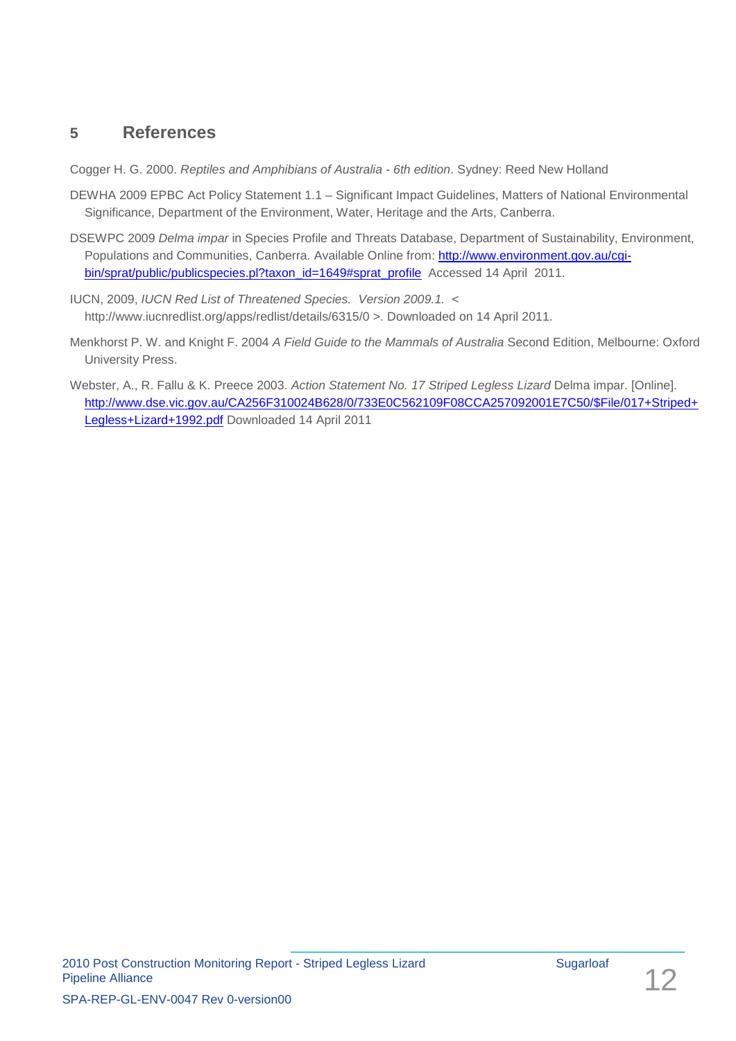## 5 References

Cogger H. G. 2000. *Reptiles and Amphibians of Australia - 6th edition*. Sydney: Reed New Holland

DEWHA 2009 EPBC Act Policy Statement 1.1 – Significant Impact Guidelines, Matters of National Environmental Significance, Department of the Environment, Water, Heritage and the Arts, Canberra.

DSEWPC 2009 *Delma impar* in Species Profile and Threats Database, Department of Sustainability, Environment, Populations and Communities, Canberra. Available Online from: http://www.environment.gov.au/cgi-bin/sprat/public/publicspecies.pl?taxon_id=1649#sprat_profile Accessed 14 April 2011.

IUCN, 2009, *IUCN Red List of Threatened Species. Version 2009.1.* < http://www.iucnredlist.org/apps/redlist/details/6315/0 >. Downloaded on 14 April 2011.

Menkhorst P. W. and Knight F. 2004 *A Field Guide to the Mammals of Australia* Second Edition, Melbourne: Oxford University Press.

Webster, A., R. Fallu & K. Preece 2003. *Action Statement No. 17 Striped Legless Lizard* Delma impar. [Online]. http://www.dse.vic.gov.au/CA256F310024B628/0/733E0C562109F08CCA257092001E7C50/$File/017+Striped+Legless+Lizard+1992.pdf Downloaded 14 April 2011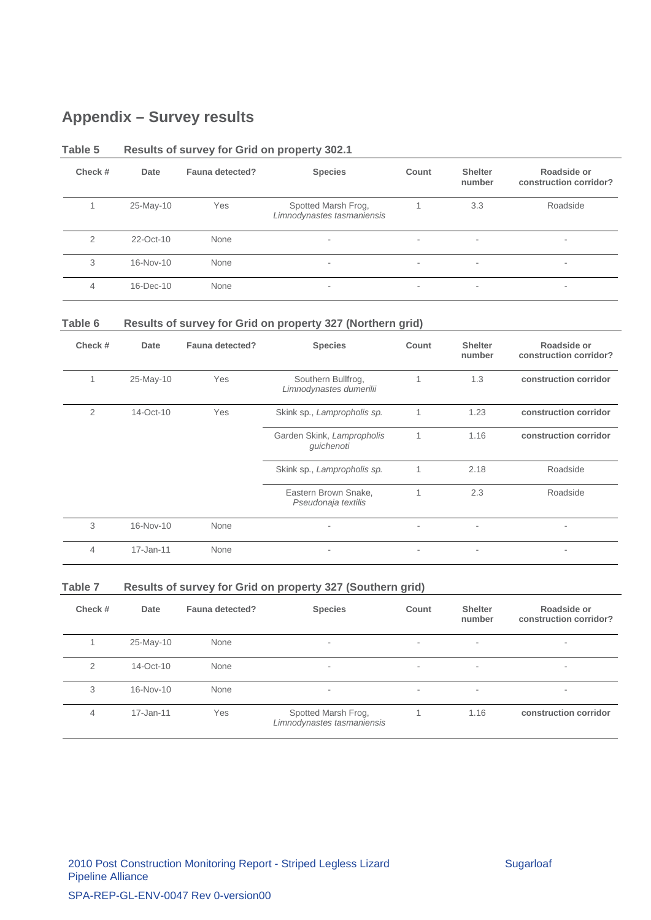# Appendix – Survey results

**Table 5 Results of survey for Grid on property 302.1**

| Check # | Date | Fauna detected? | Species | Count | Shelter number | Roadside or construction corridor? |
|---|---|---|---|---|---|---|
| 1 | 25-May-10 | Yes | Spotted Marsh Frog, *Limnodynastes tasmaniensis* | 1 | 3.3 | Roadside |
| 2 | 22-Oct-10 | None | - | - | - | - |
| 3 | 16-Nov-10 | None | - | - | - | - |
| 4 | 16-Dec-10 | None | - | - | - | - |

**Table 6 Results of survey for Grid on property 327 (Northern grid)**

| Check # | Date | Fauna detected? | Species | Count | Shelter number | Roadside or construction corridor? |
|---|---|---|---|---|---|---|
| 1 | 25-May-10 | Yes | Southern Bullfrog, *Limnodynastes dumerilii* | 1 | 1.3 | **construction corridor** |
| 2 | 14-Oct-10 | Yes | Skink sp., *Lampropholis sp.* | 1 | 1.23 | **construction corridor** |
| | | | Garden Skink, *Lampropholis guichenoti* | 1 | 1.16 | **construction corridor** |
| | | | Skink sp., *Lampropholis sp.* | 1 | 2.18 | Roadside |
| | | | Eastern Brown Snake, *Pseudonaja textilis* | 1 | 2.3 | Roadside |
| 3 | 16-Nov-10 | None | - | - | - | - |
| 4 | 17-Jan-11 | None | - | - | - | - |

**Table 7 Results of survey for Grid on property 327 (Southern grid)**

| Check # | Date | Fauna detected? | Species | Count | Shelter number | Roadside or construction corridor? |
|---|---|---|---|---|---|---|
| 1 | 25-May-10 | None | - | - | - | - |
| 2 | 14-Oct-10 | None | - | - | - | - |
| 3 | 16-Nov-10 | None | - | - | - | - |
| 4 | 17-Jan-11 | Yes | Spotted Marsh Frog, *Limnodynastes tasmaniensis* | 1 | 1.16 | **construction corridor** |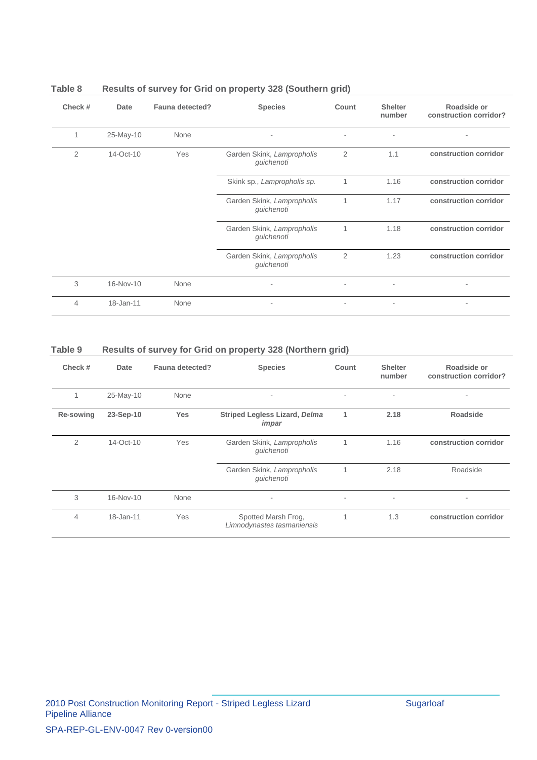**Table 8 Results of survey for Grid on property 328 (Southern grid)**

| Check # | Date | Fauna detected? | Species | Count | Shelter number | Roadside or construction corridor? |
|---|---|---|---|---|---|---|
| 1 | 25-May-10 | None | - | - | - | - |
| 2 | 14-Oct-10 | Yes | Garden Skink, *Lampropholis guichenoti* | 2 | 1.1 | **construction corridor** |
| | | | Skink sp., *Lampropholis sp.* | 1 | 1.16 | **construction corridor** |
| | | | Garden Skink, *Lampropholis guichenoti* | 1 | 1.17 | **construction corridor** |
| | | | Garden Skink, *Lampropholis guichenoti* | 1 | 1.18 | **construction corridor** |
| | | | Garden Skink, *Lampropholis guichenoti* | 2 | 1.23 | **construction corridor** |
| 3 | 16-Nov-10 | None | - | - | - | - |
| 4 | 18-Jan-11 | None | - | - | - | - |

**Table 9 Results of survey for Grid on property 328 (Northern grid)**

| Check # | Date | Fauna detected? | Species | Count | Shelter number | Roadside or construction corridor? |
|---|---|---|---|---|---|---|
| 1 | 25-May-10 | None | - | - | - | - |
| **Re-sowing** | **23-Sep-10** | **Yes** | **Striped Legless Lizard, *Delma impar*** | **1** | **2.18** | **Roadside** |
| 2 | 14-Oct-10 | Yes | Garden Skink, *Lampropholis guichenoti* | 1 | 1.16 | **construction corridor** |
| | | | Garden Skink, *Lampropholis guichenoti* | 1 | 2.18 | Roadside |
| 3 | 16-Nov-10 | None | - | - | - | - |
| 4 | 18-Jan-11 | Yes | Spotted Marsh Frog, *Limnodynastes tasmaniensis* | 1 | 1.3 | **construction corridor** |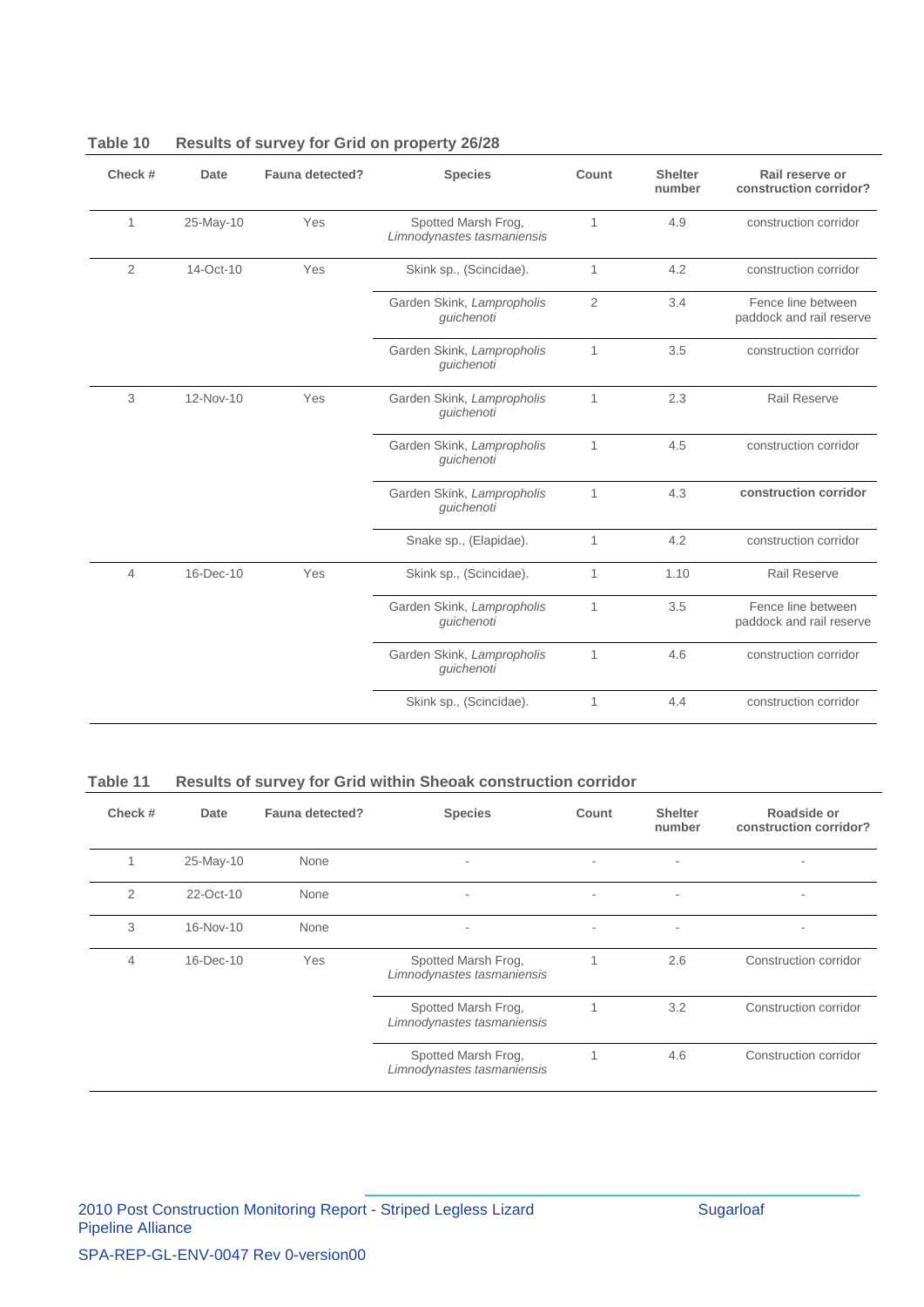**Table 10 Results of survey for Grid on property 26/28**

| Check # | Date | Fauna detected? | Species | Count | Shelter number | Rail reserve or construction corridor? |
|---|---|---|---|---|---|---|
| 1 | 25-May-10 | Yes | Spotted Marsh Frog, *Limnodynastes tasmaniensis* | 1 | 4.9 | construction corridor |
| 2 | 14-Oct-10 | Yes | Skink sp., (Scincidae). | 1 | 4.2 | construction corridor |
| | | | Garden Skink, *Lampropholis guichenoti* | 2 | 3.4 | Fence line between paddock and rail reserve |
| | | | Garden Skink, *Lampropholis guichenoti* | 1 | 3.5 | construction corridor |
| 3 | 12-Nov-10 | Yes | Garden Skink, *Lampropholis guichenoti* | 1 | 2.3 | Rail Reserve |
| | | | Garden Skink, *Lampropholis guichenoti* | 1 | 4.5 | construction corridor |
| | | | Garden Skink, *Lampropholis guichenoti* | 1 | 4.3 | **construction corridor** |
| | | | Snake sp., (Elapidae). | 1 | 4.2 | construction corridor |
| 4 | 16-Dec-10 | Yes | Skink sp., (Scincidae). | 1 | 1.10 | Rail Reserve |
| | | | Garden Skink, *Lampropholis guichenoti* | 1 | 3.5 | Fence line between paddock and rail reserve |
| | | | Garden Skink, *Lampropholis guichenoti* | 1 | 4.6 | construction corridor |
| | | | Skink sp., (Scincidae). | 1 | 4.4 | construction corridor |

**Table 11 Results of survey for Grid within Sheoak construction corridor**

| Check # | Date | Fauna detected? | Species | Count | Shelter number | Roadside or construction corridor? |
|---|---|---|---|---|---|---|
| 1 | 25-May-10 | None | - | - | - | - |
| 2 | 22-Oct-10 | None | - | - | - | - |
| 3 | 16-Nov-10 | None | - | - | - | - |
| 4 | 16-Dec-10 | Yes | Spotted Marsh Frog, *Limnodynastes tasmaniensis* | 1 | 2.6 | Construction corridor |
| | | | Spotted Marsh Frog, *Limnodynastes tasmaniensis* | 1 | 3.2 | Construction corridor |
| | | | Spotted Marsh Frog, *Limnodynastes tasmaniensis* | 1 | 4.6 | Construction corridor |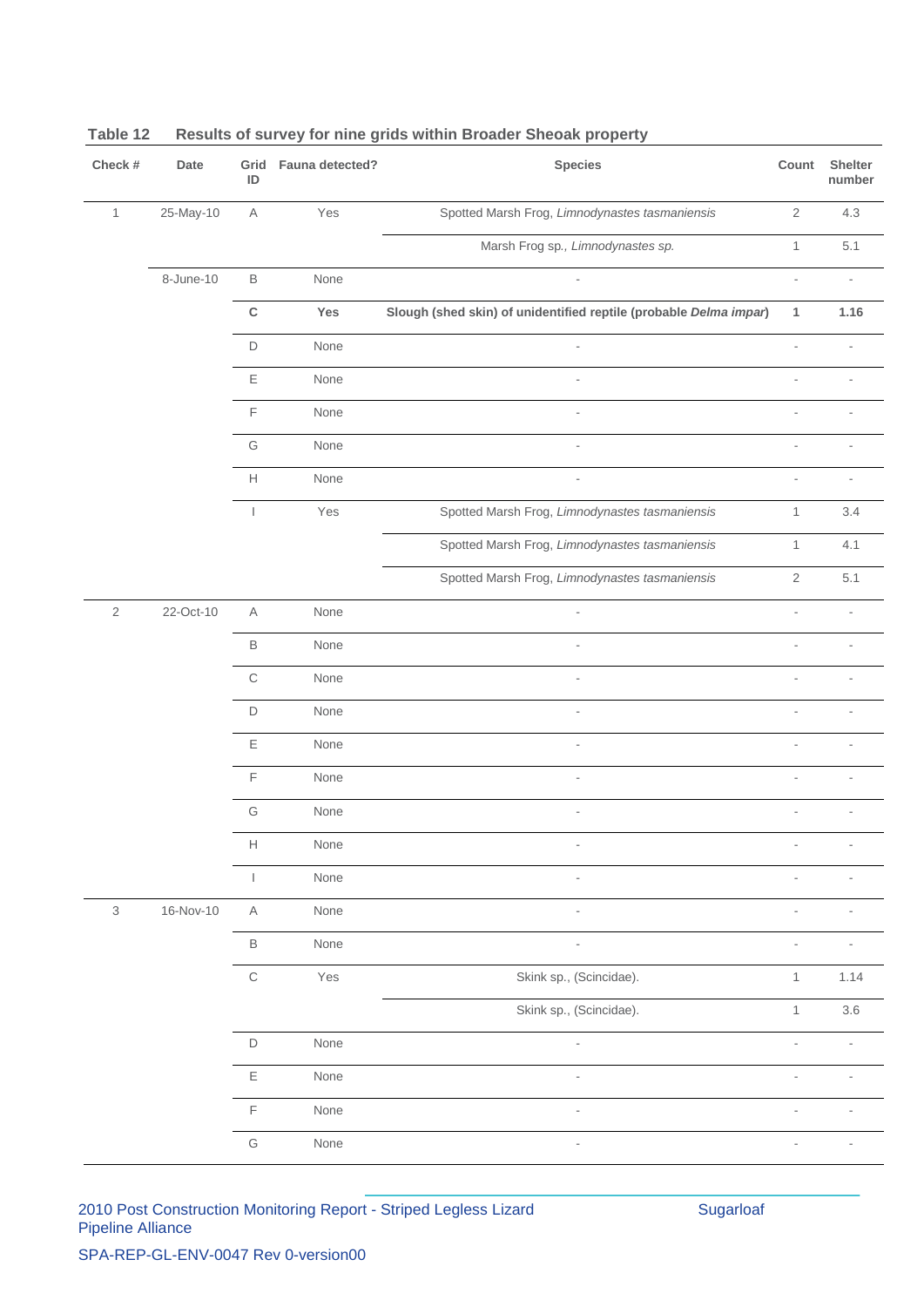**Table 12 Results of survey for nine grids within Broader Sheoak property**

| Check # | Date | Grid ID | Fauna detected? | Species | Count | Shelter number |
|---|---|---|---|---|---|---|
| 1 | 25-May-10 | A | Yes | Spotted Marsh Frog, *Limnodynastes tasmaniensis* | 2 | 4.3 |
| | | | | Marsh Frog sp., *Limnodynastes sp.* | 1 | 5.1 |
| | 8-June-10 | B | None | - | - | - |
| | | **C** | **Yes** | **Slough (shed skin) of unidentified reptile (probable *Delma impar*)** | **1** | **1.16** |
| | | D | None | - | - | - |
| | | E | None | - | - | - |
| | | F | None | - | - | - |
| | | G | None | - | - | - |
| | | H | None | - | - | - |
| | | I | Yes | Spotted Marsh Frog, *Limnodynastes tasmaniensis* | 1 | 3.4 |
| | | | | Spotted Marsh Frog, *Limnodynastes tasmaniensis* | 1 | 4.1 |
| | | | | Spotted Marsh Frog, *Limnodynastes tasmaniensis* | 2 | 5.1 |
| 2 | 22-Oct-10 | A | None | - | - | - |
| | | B | None | - | - | - |
| | | C | None | - | - | - |
| | | D | None | - | - | - |
| | | E | None | - | - | - |
| | | F | None | - | - | - |
| | | G | None | - | - | - |
| | | H | None | - | - | - |
| | | I | None | - | - | - |
| 3 | 16-Nov-10 | A | None | - | - | - |
| | | B | None | - | - | - |
| | | C | Yes | Skink sp., (Scincidae). | 1 | 1.14 |
| | | | | Skink sp., (Scincidae). | 1 | 3.6 |
| | | D | None | - | - | - |
| | | E | None | - | - | - |
| | | F | None | - | - | - |
| | | G | None | - | - | - |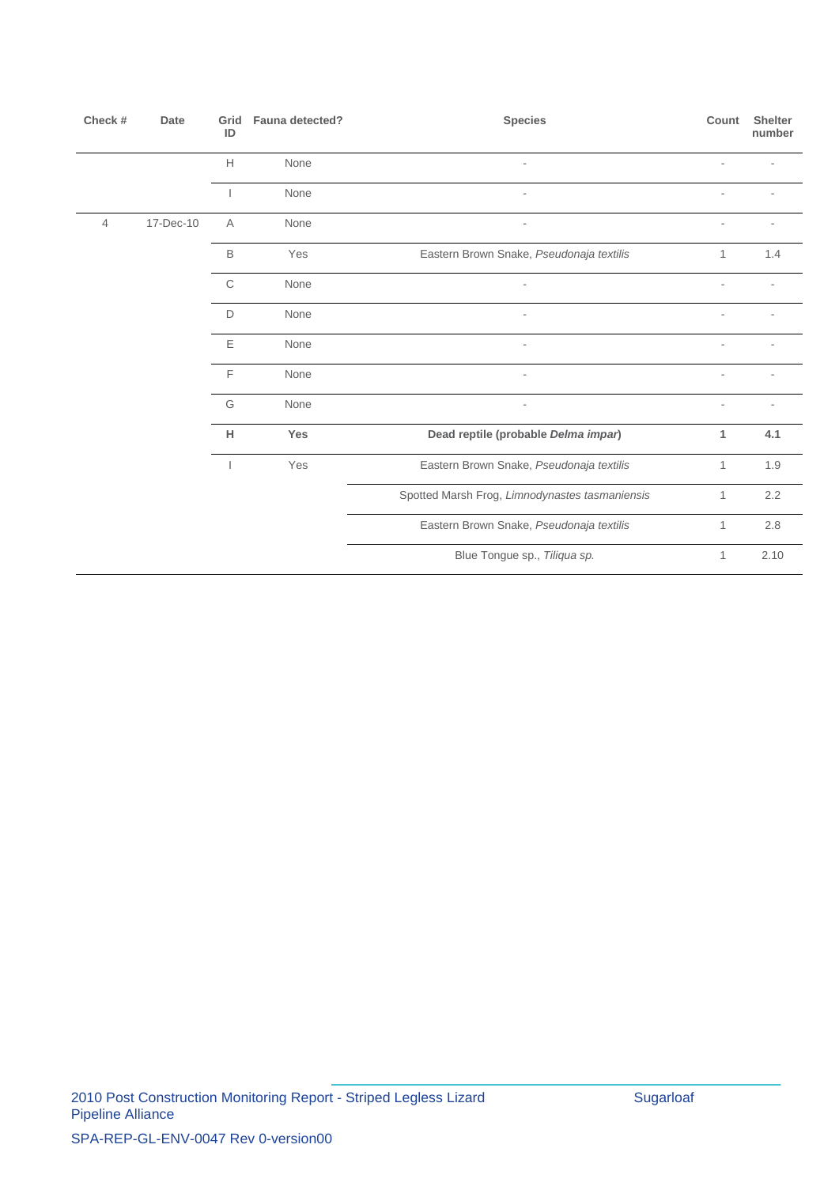| Check # | Date | Grid ID | Fauna detected? | Species | Count | Shelter number |
|---|---|---|---|---|---|---|
| | | H | None | - | - | - |
| | | I | None | - | - | - |
| 4 | 17-Dec-10 | A | None | - | - | - |
| | | B | Yes | Eastern Brown Snake, *Pseudonaja textilis* | 1 | 1.4 |
| | | C | None | - | - | - |
| | | D | None | - | - | - |
| | | E | None | - | - | - |
| | | F | None | - | - | - |
| | | G | None | - | - | - |
| | | **H** | **Yes** | **Dead reptile (probable *Delma impar*)** | **1** | **4.1** |
| | | I | Yes | Eastern Brown Snake, *Pseudonaja textilis* | 1 | 1.9 |
| | | | | Spotted Marsh Frog, *Limnodynastes tasmaniensis* | 1 | 2.2 |
| | | | | Eastern Brown Snake, *Pseudonaja textilis* | 1 | 2.8 |
| | | | | Blue Tongue sp., *Tiliqua sp.* | 1 | 2.10 |